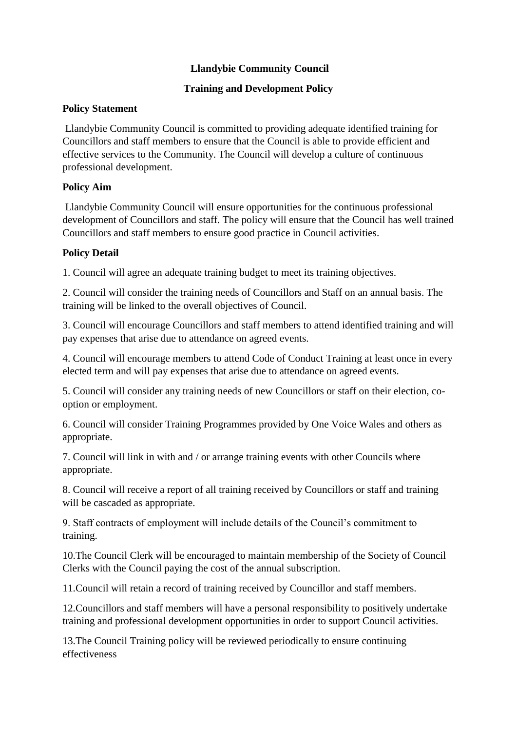# Llandybie Community Council

## Training and Development Policy

**Policy Statement**

Llandybie Community Council is committed to providing adequate identified training for Councillors and staff members to ensure that the Council is able to provide efficient and effective services to the Community. The Council will develop a culture of continuous professional development.

**Policy Aim**

Llandybie Community Council will ensure opportunities for the continuous professional development of Councillors and staff. The policy will ensure that the Council has well trained Councillors and staff members to ensure good practice in Council activities.

**Policy Detail**

1. Council will agree an adequate training budget to meet its training objectives.

2. Council will consider the training needs of Councillors and Staff on an annual basis. The training will be linked to the overall objectives of Council.

3. Council will encourage Councillors and staff members to attend identified training and will pay expenses that arise due to attendance on agreed events.

4. Council will encourage members to attend Code of Conduct Training at least once in every elected term and will pay expenses that arise due to attendance on agreed events.

5. Council will consider any training needs of new Councillors or staff on their election, co-option or employment.

6. Council will consider Training Programmes provided by One Voice Wales and others as appropriate.

7. Council will link in with and / or arrange training events with other Councils where appropriate.

8. Council will receive a report of all training received by Councillors or staff and training will be cascaded as appropriate.

9. Staff contracts of employment will include details of the Council's commitment to training.

10. The Council Clerk will be encouraged to maintain membership of the Society of Council Clerks with the Council paying the cost of the annual subscription.

11. Council will retain a record of training received by Councillor and staff members.

12. Councillors and staff members will have a personal responsibility to positively undertake training and professional development opportunities in order to support Council activities.

13. The Council Training policy will be reviewed periodically to ensure continuing effectiveness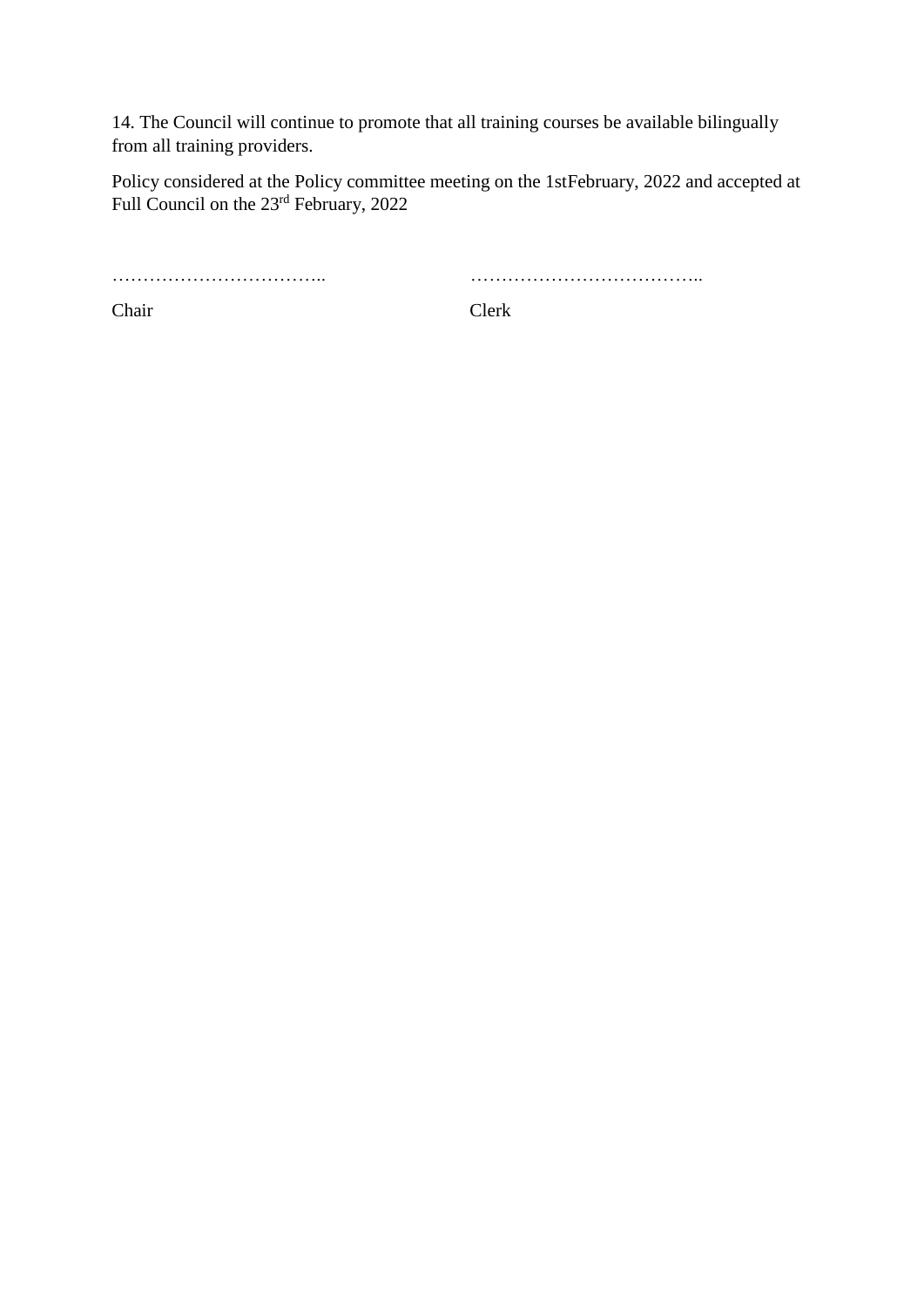14. The Council will continue to promote that all training courses be available bilingually from all training providers.

Policy considered at the Policy committee meeting on the 1stFebruary, 2022 and accepted at Full Council on the 23rd February, 2022

……………………………..　　　　　　……………………………….

Chair　　　　　　　　　　　　　　　　　Clerk